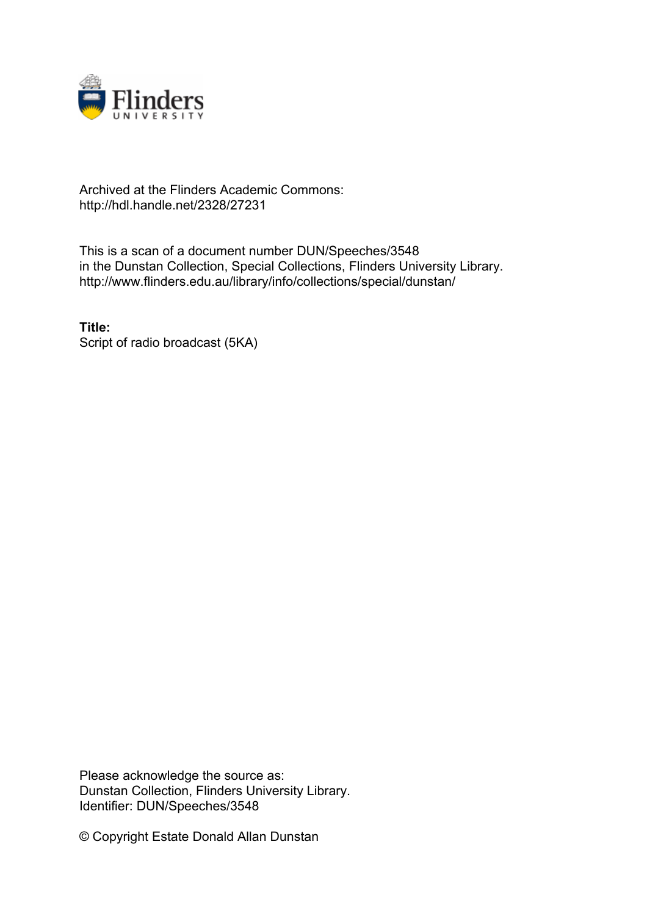Archived at the Flinders Academic Commons:
http://hdl.handle.net/2328/27231

This is a scan of a document number DUN/Speeches/3548
in the Dunstan Collection, Special Collections, Flinders University Library.
http://www.flinders.edu.au/library/info/collections/special/dunstan/

**Title:**
Script of radio broadcast (5KA)

Please acknowledge the source as:
Dunstan Collection, Flinders University Library.
Identifier: DUN/Speeches/3548

© Copyright Estate Donald Allan Dunstan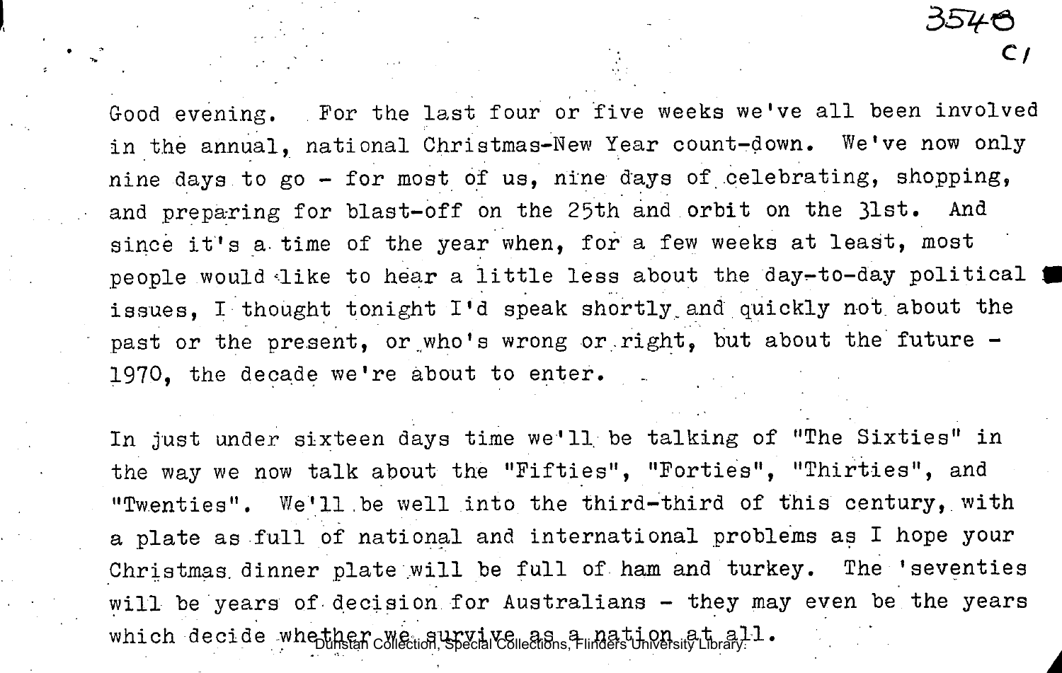Good evening. For the last four or five weeks we've all been involved in the annual, national Christmas-New Year count-down. We've now only nine days to go - for most of us, nine days of celebrating, shopping, and preparing for blast-off on the 25th and orbit on the 31st. And since it's a time of the year when, for a few weeks at least, most people would like to hear a little less about the day-to-day political issues, I thought tonight I'd speak shortly and quickly not about the past or the present, or who's wrong or right, but about the future - 1970, the decade we're about to enter.

In just under sixteen days time we'll be talking of "The Sixties" in the way we now talk about the "Fifties", "Forties", "Thirties", and "Twenties". We'll be well into the third-third of this century, with a plate as full of national and international problems as I hope your Christmas dinner plate will be full of ham and turkey. The 'seventies will be years of decision for Australians - they may even be the years which decide whether we survive as a nation at all.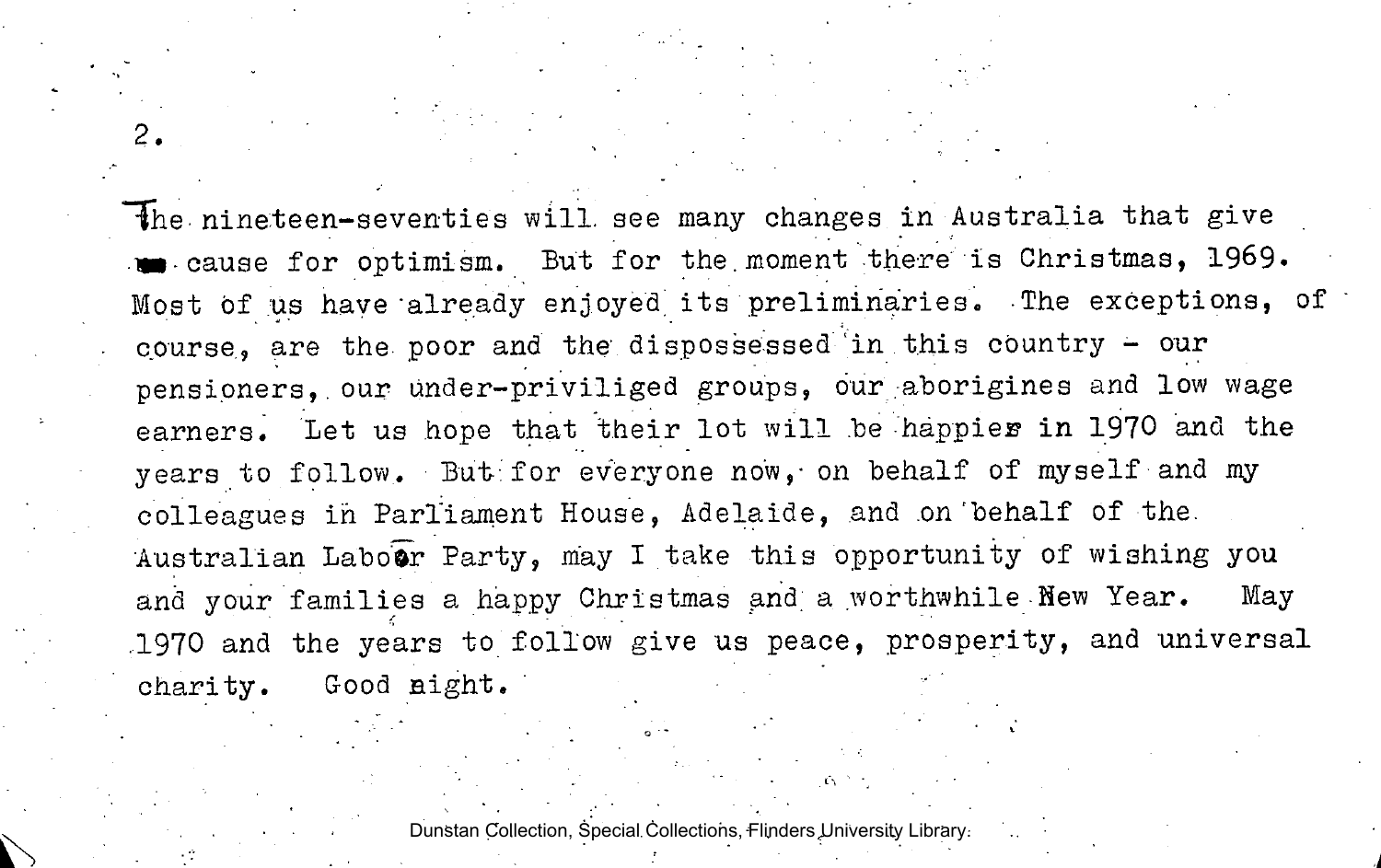The nineteen-seventies will see many changes in Australia that give us cause for optimism. But for the moment there is Christmas, 1969. Most of us have already enjoyed its preliminaries. The exceptions, of course, are the poor and the dispossessed in this country - our pensioners, our under-priviliged groups, our aborigines and low wage earners. Let us hope that their lot will be happier in 1970 and the years to follow. But for everyone now, on behalf of myself and my colleagues in Parliament House, Adelaide, and on behalf of the Australian Labour Party, may I take this opportunity of wishing you and your families a happy Christmas and a worthwhile New Year. May 1970 and the years to follow give us peace, prosperity, and universal charity. Good night.

Dunstan Collection, Special Collections, Flinders University Library.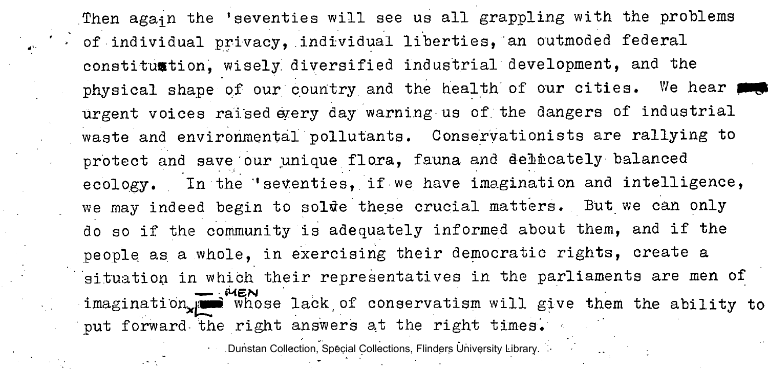Then again the 'seventies will see us all grappling with the problems of individual privacy, individual liberties, an outmoded federal constitution, wisely diversified industrial development, and the physical shape of our country and the health of our cities. We hear urgent voices raised every day warning us of the dangers of industrial waste and environmental pollutants. Conservationists are rallying to protect and save our unique flora, fauna and delicately balanced ecology. In the 'seventies, if we have imagination and intelligence, we may indeed begin to solve these crucial matters. But we can only do so if the community is adequately informed about them, and if the people as a whole, in exercising their democratic rights, create a situation in which their representatives in the parliaments are men of imagination, men whose lack of conservatism will give them the ability to put forward the right answers at the right times.

Dunstan Collection, Special Collections, Flinders University Library.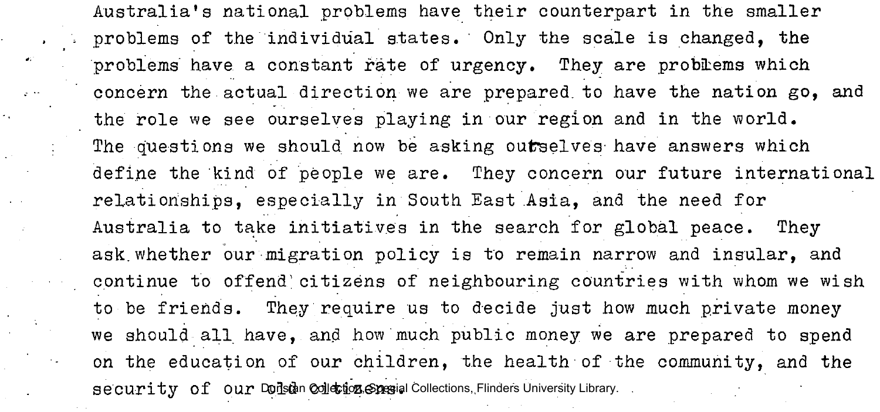Australia's national problems have their counterpart in the smaller problems of the individual states. Only the scale is changed, the problems have a constant rate of urgency. They are problems which concern the actual direction we are prepared to have the nation go, and the role we see ourselves playing in our region and in the world. The questions we should now be asking ourselves have answers which define the kind of people we are. They concern our future international relationships, especially in South East Asia, and the need for Australia to take initiatives in the search for global peace. They ask whether our migration policy is to remain narrow and insular, and continue to offend citizens of neighbouring countries with whom we wish to be friends. They require us to decide just how much private money we should all have, and how much public money we are prepared to spend on the education of our children, the health of the community, and the security of our old citizens.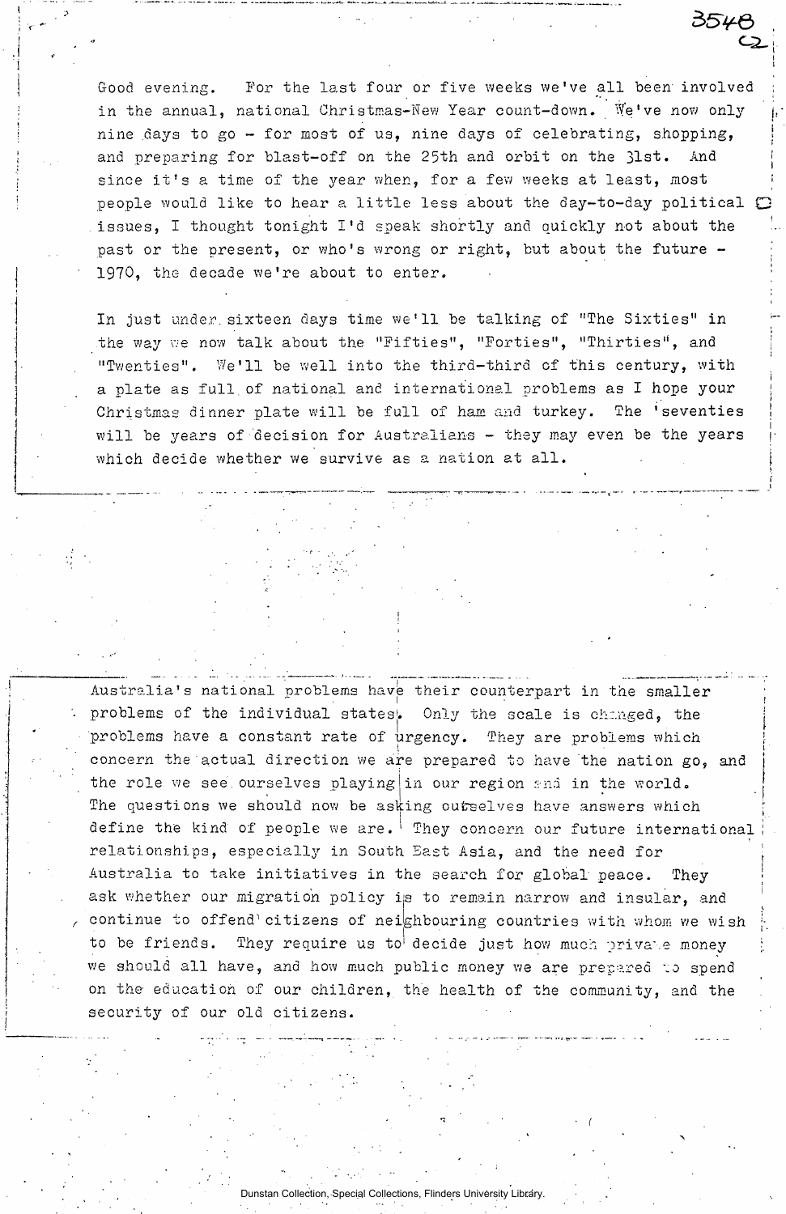Good evening. For the last four or five weeks we've all been involved in the annual, national Christmas-New Year count-down. We've now only nine days to go - for most of us, nine days of celebrating, shopping, and preparing for blast-off on the 25th and orbit on the 31st. And since it's a time of the year when, for a few weeks at least, most people would like to hear a little less about the day-to-day political issues, I thought tonight I'd speak shortly and quickly not about the past or the present, or who's wrong or right, but about the future - 1970, the decade we're about to enter.

In just under sixteen days time we'll be talking of "The Sixties" in the way we now talk about the "Fifties", "Forties", "Thirties", and "Twenties". We'll be well into the third-third of this century, with a plate as full of national and international problems as I hope your Christmas dinner plate will be full of ham and turkey. The 'seventies will be years of decision for Australians - they may even be the years which decide whether we survive as a nation at all.

Australia's national problems have their counterpart in the smaller problems of the individual states. Only the scale is changed, the problems have a constant rate of urgency. They are problems which concern the actual direction we are prepared to have the nation go, and the role we see ourselves playing in our region and in the world. The questions we should now be asking ourselves have answers which define the kind of people we are. They concern our future international relationships, especially in South East Asia, and the need for Australia to take initiatives in the search for global peace. They ask whether our migration policy is to remain narrow and insular, and continue to offend citizens of neighbouring countries with whom we wish to be friends. They require us to decide just how much private money we should all have, and how much public money we are prepared to spend on the education of our children, the health of the community, and the security of our old citizens.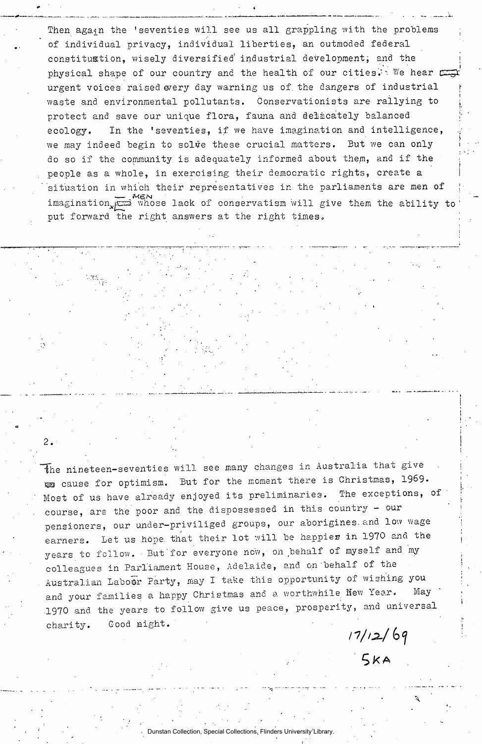Then again the 'seventies will see us all grappling with the problems of individual privacy, individual liberties, an outmoded federal constitution, wisely diversified industrial development, and the physical shape of our country and the health of our cities. We hear urgent voices raised every day warning us of the dangers of industrial waste and environmental pollutants. Conservationists are rallying to protect and save our unique flora, fauna and delicately balanced ecology. In the 'seventies, if we have imagination and intelligence, we may indeed begin to solve these crucial matters. But we can only do so if the community is adequately informed about them, and if the people as a whole, in exercising their democratic rights, create a situation in which their representatives in the parliaments are men of imagination, men whose lack of conservatism will give them the ability to put forward the right answers at the right times.

2.

The nineteen-seventies will see many changes in Australia that give cause for optimism. But for the moment there is Christmas, 1969. Most of us have already enjoyed its preliminaries. The exceptions, of course, are the poor and the dispossessed in this country - our pensioners, our under-priviliged groups, our aborigines and low wage earners. Let us hope that their lot will be happier in 1970 and the years to follow. But for everyone now, on behalf of myself and my colleagues in Parliament House, Adelaide, and on behalf of the Australian Labour Party, may I take this opportunity of wishing you and your families a happy Christmas and a worthwhile New Year. May 1970 and the years to follow give us peace, prosperity, and universal charity. Good night.

17/12/69

5KA